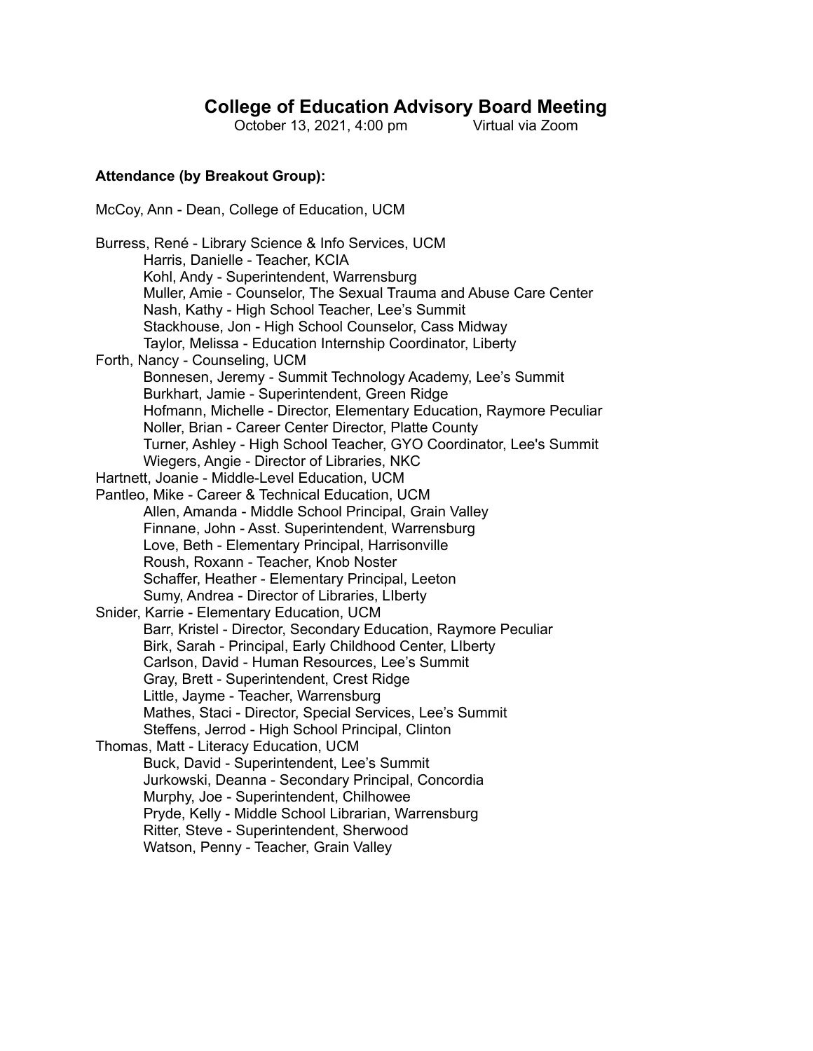# College of Education Advisory Board Meeting

October 13, 2021, 4:00 pm Virtual via Zoom

**Attendance (by Breakout Group):**

McCoy, Ann - Dean, College of Education, UCM

Burress, René - Library Science & Info Services, UCM
- Harris, Danielle - Teacher, KCIA
- Kohl, Andy - Superintendent, Warrensburg
- Muller, Amie - Counselor, The Sexual Trauma and Abuse Care Center
- Nash, Kathy - High School Teacher, Lee's Summit
- Stackhouse, Jon - High School Counselor, Cass Midway
- Taylor, Melissa - Education Internship Coordinator, Liberty

Forth, Nancy - Counseling, UCM
- Bonnesen, Jeremy - Summit Technology Academy, Lee's Summit
- Burkhart, Jamie - Superintendent, Green Ridge
- Hofmann, Michelle - Director, Elementary Education, Raymore Peculiar
- Noller, Brian - Career Center Director, Platte County
- Turner, Ashley - High School Teacher, GYO Coordinator, Lee's Summit
- Wiegers, Angie - Director of Libraries, NKC

Hartnett, Joanie - Middle-Level Education, UCM

Pantleo, Mike - Career & Technical Education, UCM
- Allen, Amanda - Middle School Principal, Grain Valley
- Finnane, John - Asst. Superintendent, Warrensburg
- Love, Beth - Elementary Principal, Harrisonville
- Roush, Roxann - Teacher, Knob Noster
- Schaffer, Heather - Elementary Principal, Leeton
- Sumy, Andrea - Director of Libraries, LIberty

Snider, Karrie - Elementary Education, UCM
- Barr, Kristel - Director, Secondary Education, Raymore Peculiar
- Birk, Sarah - Principal, Early Childhood Center, LIberty
- Carlson, David - Human Resources, Lee's Summit
- Gray, Brett - Superintendent, Crest Ridge
- Little, Jayme - Teacher, Warrensburg
- Mathes, Staci - Director, Special Services, Lee's Summit
- Steffens, Jerrod - High School Principal, Clinton

Thomas, Matt - Literacy Education, UCM
- Buck, David - Superintendent, Lee's Summit
- Jurkowski, Deanna - Secondary Principal, Concordia
- Murphy, Joe - Superintendent, Chilhowee
- Pryde, Kelly - Middle School Librarian, Warrensburg
- Ritter, Steve - Superintendent, Sherwood
- Watson, Penny - Teacher, Grain Valley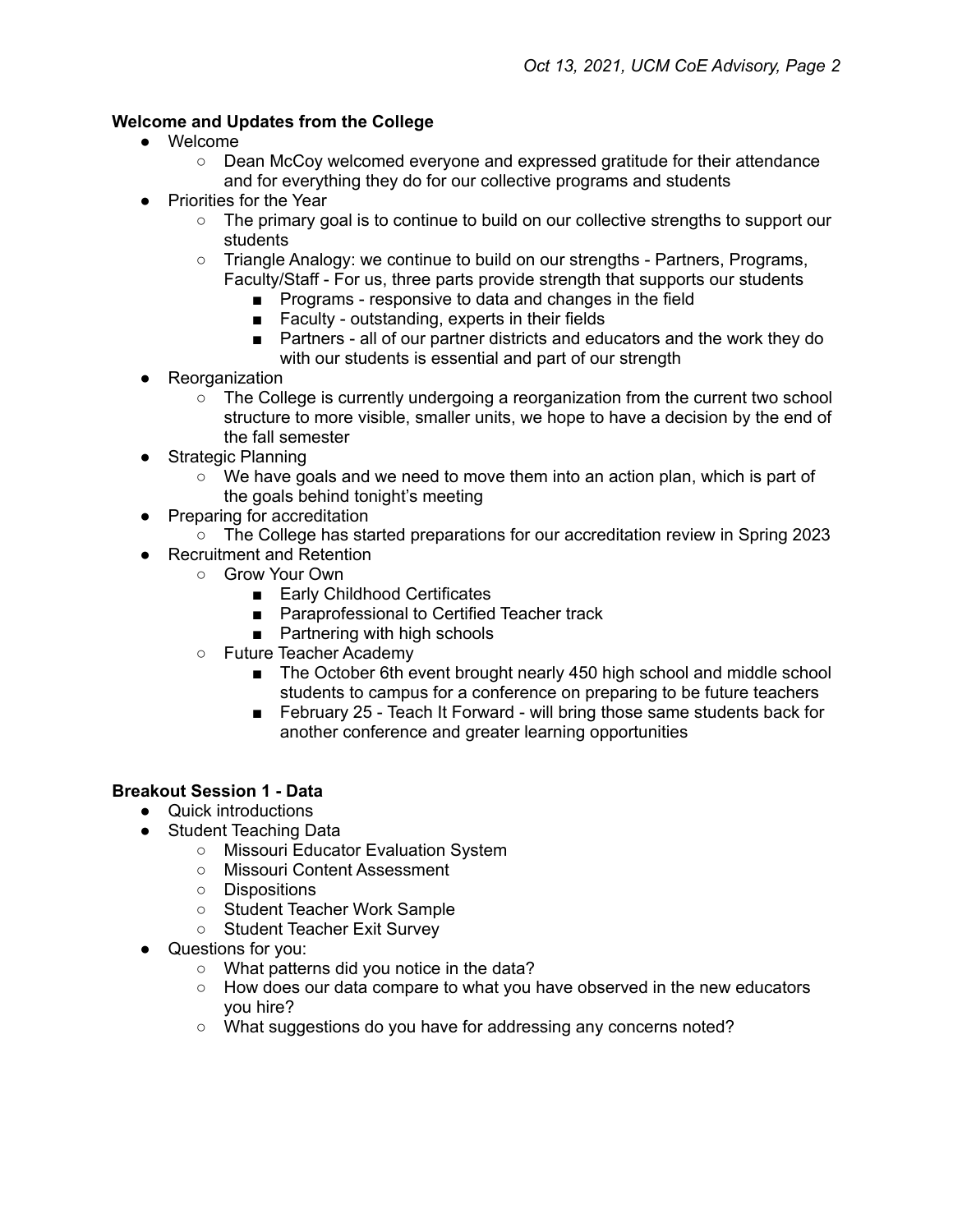**Welcome and Updates from the College**

- Welcome
  - Dean McCoy welcomed everyone and expressed gratitude for their attendance and for everything they do for our collective programs and students
- Priorities for the Year
  - The primary goal is to continue to build on our collective strengths to support our students
  - Triangle Analogy: we continue to build on our strengths - Partners, Programs, Faculty/Staff - For us, three parts provide strength that supports our students
    - Programs - responsive to data and changes in the field
    - Faculty - outstanding, experts in their fields
    - Partners - all of our partner districts and educators and the work they do with our students is essential and part of our strength
- Reorganization
  - The College is currently undergoing a reorganization from the current two school structure to more visible, smaller units, we hope to have a decision by the end of the fall semester
- Strategic Planning
  - We have goals and we need to move them into an action plan, which is part of the goals behind tonight's meeting
- Preparing for accreditation
  - The College has started preparations for our accreditation review in Spring 2023
- Recruitment and Retention
  - Grow Your Own
    - Early Childhood Certificates
    - Paraprofessional to Certified Teacher track
    - Partnering with high schools
  - Future Teacher Academy
    - The October 6th event brought nearly 450 high school and middle school students to campus for a conference on preparing to be future teachers
    - February 25 - Teach It Forward - will bring those same students back for another conference and greater learning opportunities

**Breakout Session 1 - Data**

- Quick introductions
- Student Teaching Data
  - Missouri Educator Evaluation System
  - Missouri Content Assessment
  - Dispositions
  - Student Teacher Work Sample
  - Student Teacher Exit Survey
- Questions for you:
  - What patterns did you notice in the data?
  - How does our data compare to what you have observed in the new educators you hire?
  - What suggestions do you have for addressing any concerns noted?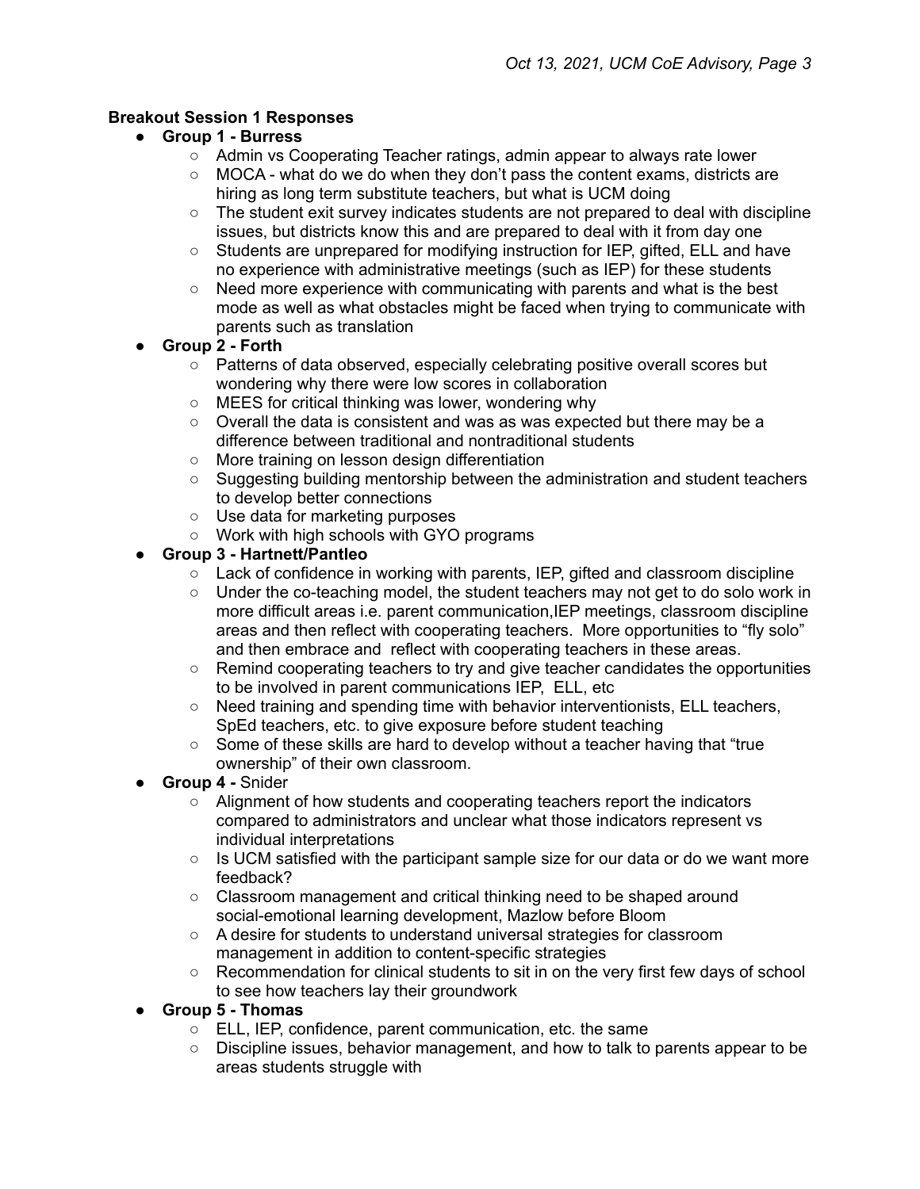**Breakout Session 1 Responses**

- **Group 1 - Burress**
  - Admin vs Cooperating Teacher ratings, admin appear to always rate lower
  - MOCA - what do we do when they don't pass the content exams, districts are hiring as long term substitute teachers, but what is UCM doing
  - The student exit survey indicates students are not prepared to deal with discipline issues, but districts know this and are prepared to deal with it from day one
  - Students are unprepared for modifying instruction for IEP, gifted, ELL and have no experience with administrative meetings (such as IEP) for these students
  - Need more experience with communicating with parents and what is the best mode as well as what obstacles might be faced when trying to communicate with parents such as translation
- **Group 2 - Forth**
  - Patterns of data observed, especially celebrating positive overall scores but wondering why there were low scores in collaboration
  - MEES for critical thinking was lower, wondering why
  - Overall the data is consistent and was as was expected but there may be a difference between traditional and nontraditional students
  - More training on lesson design differentiation
  - Suggesting building mentorship between the administration and student teachers to develop better connections
  - Use data for marketing purposes
  - Work with high schools with GYO programs
- **Group 3 - Hartnett/Pantleo**
  - Lack of confidence in working with parents, IEP, gifted and classroom discipline
  - Under the co-teaching model, the student teachers may not get to do solo work in more difficult areas i.e. parent communication,IEP meetings, classroom discipline areas and then reflect with cooperating teachers. More opportunities to "fly solo" and then embrace and reflect with cooperating teachers in these areas.
  - Remind cooperating teachers to try and give teacher candidates the opportunities to be involved in parent communications IEP, ELL, etc
  - Need training and spending time with behavior interventionists, ELL teachers, SpEd teachers, etc. to give exposure before student teaching
  - Some of these skills are hard to develop without a teacher having that "true ownership" of their own classroom.
- **Group 4 -** Snider
  - Alignment of how students and cooperating teachers report the indicators compared to administrators and unclear what those indicators represent vs individual interpretations
  - Is UCM satisfied with the participant sample size for our data or do we want more feedback?
  - Classroom management and critical thinking need to be shaped around social-emotional learning development, Mazlow before Bloom
  - A desire for students to understand universal strategies for classroom management in addition to content-specific strategies
  - Recommendation for clinical students to sit in on the very first few days of school to see how teachers lay their groundwork
- **Group 5 - Thomas**
  - ELL, IEP, confidence, parent communication, etc. the same
  - Discipline issues, behavior management, and how to talk to parents appear to be areas students struggle with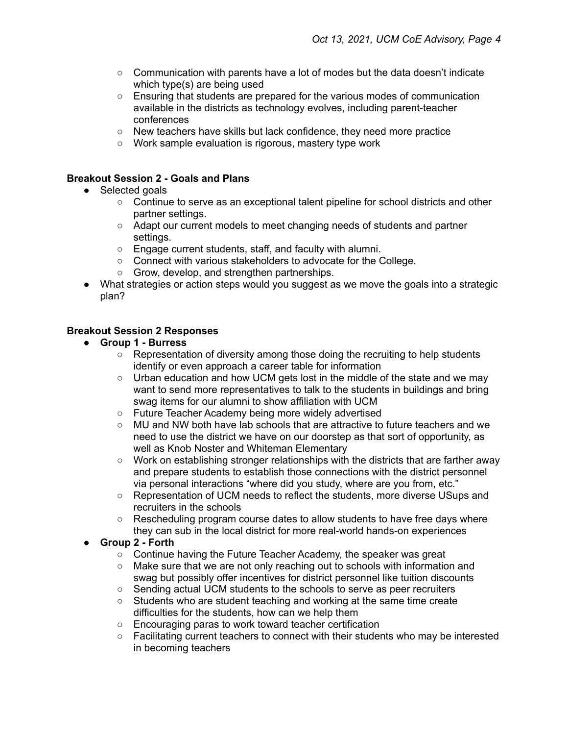- Communication with parents have a lot of modes but the data doesn't indicate which type(s) are being used
  - Ensuring that students are prepared for the various modes of communication available in the districts as technology evolves, including parent-teacher conferences
  - New teachers have skills but lack confidence, they need more practice
  - Work sample evaluation is rigorous, mastery type work

**Breakout Session 2 - Goals and Plans**

- Selected goals
  - Continue to serve as an exceptional talent pipeline for school districts and other partner settings.
  - Adapt our current models to meet changing needs of students and partner settings.
  - Engage current students, staff, and faculty with alumni.
  - Connect with various stakeholders to advocate for the College.
  - Grow, develop, and strengthen partnerships.
- What strategies or action steps would you suggest as we move the goals into a strategic plan?

**Breakout Session 2 Responses**

- **Group 1 - Burress**
  - Representation of diversity among those doing the recruiting to help students identify or even approach a career table for information
  - Urban education and how UCM gets lost in the middle of the state and we may want to send more representatives to talk to the students in buildings and bring swag items for our alumni to show affiliation with UCM
  - Future Teacher Academy being more widely advertised
  - MU and NW both have lab schools that are attractive to future teachers and we need to use the district we have on our doorstep as that sort of opportunity, as well as Knob Noster and Whiteman Elementary
  - Work on establishing stronger relationships with the districts that are farther away and prepare students to establish those connections with the district personnel via personal interactions "where did you study, where are you from, etc."
  - Representation of UCM needs to reflect the students, more diverse USups and recruiters in the schools
  - Rescheduling program course dates to allow students to have free days where they can sub in the local district for more real-world hands-on experiences
- **Group 2 - Forth**
  - Continue having the Future Teacher Academy, the speaker was great
  - Make sure that we are not only reaching out to schools with information and swag but possibly offer incentives for district personnel like tuition discounts
  - Sending actual UCM students to the schools to serve as peer recruiters
  - Students who are student teaching and working at the same time create difficulties for the students, how can we help them
  - Encouraging paras to work toward teacher certification
  - Facilitating current teachers to connect with their students who may be interested in becoming teachers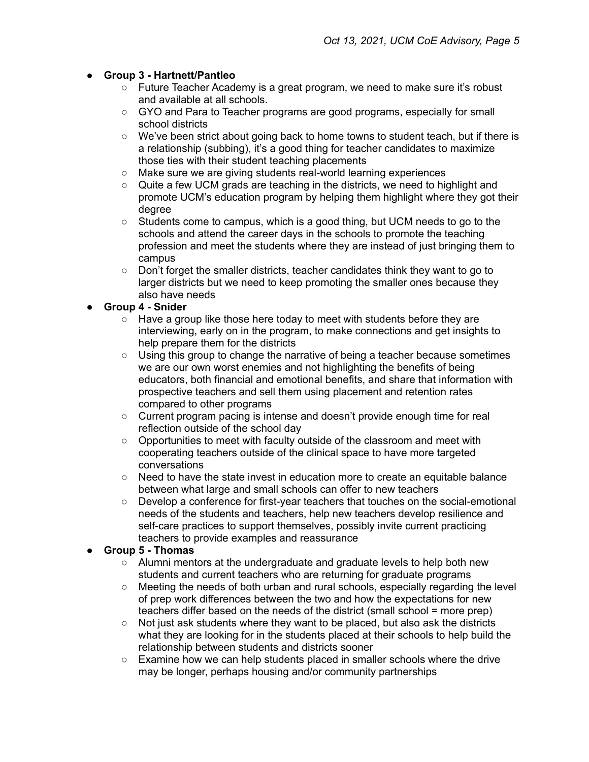- **Group 3 - Hartnett/Pantleo**
  - Future Teacher Academy is a great program, we need to make sure it's robust and available at all schools.
  - GYO and Para to Teacher programs are good programs, especially for small school districts
  - We've been strict about going back to home towns to student teach, but if there is a relationship (subbing), it's a good thing for teacher candidates to maximize those ties with their student teaching placements
  - Make sure we are giving students real-world learning experiences
  - Quite a few UCM grads are teaching in the districts, we need to highlight and promote UCM's education program by helping them highlight where they got their degree
  - Students come to campus, which is a good thing, but UCM needs to go to the schools and attend the career days in the schools to promote the teaching profession and meet the students where they are instead of just bringing them to campus
  - Don't forget the smaller districts, teacher candidates think they want to go to larger districts but we need to keep promoting the smaller ones because they also have needs
- **Group 4 - Snider**
  - Have a group like those here today to meet with students before they are interviewing, early on in the program, to make connections and get insights to help prepare them for the districts
  - Using this group to change the narrative of being a teacher because sometimes we are our own worst enemies and not highlighting the benefits of being educators, both financial and emotional benefits, and share that information with prospective teachers and sell them using placement and retention rates compared to other programs
  - Current program pacing is intense and doesn't provide enough time for real reflection outside of the school day
  - Opportunities to meet with faculty outside of the classroom and meet with cooperating teachers outside of the clinical space to have more targeted conversations
  - Need to have the state invest in education more to create an equitable balance between what large and small schools can offer to new teachers
  - Develop a conference for first-year teachers that touches on the social-emotional needs of the students and teachers, help new teachers develop resilience and self-care practices to support themselves, possibly invite current practicing teachers to provide examples and reassurance
- **Group 5 - Thomas**
  - Alumni mentors at the undergraduate and graduate levels to help both new students and current teachers who are returning for graduate programs
  - Meeting the needs of both urban and rural schools, especially regarding the level of prep work differences between the two and how the expectations for new teachers differ based on the needs of the district (small school = more prep)
  - Not just ask students where they want to be placed, but also ask the districts what they are looking for in the students placed at their schools to help build the relationship between students and districts sooner
  - Examine how we can help students placed in smaller schools where the drive may be longer, perhaps housing and/or community partnerships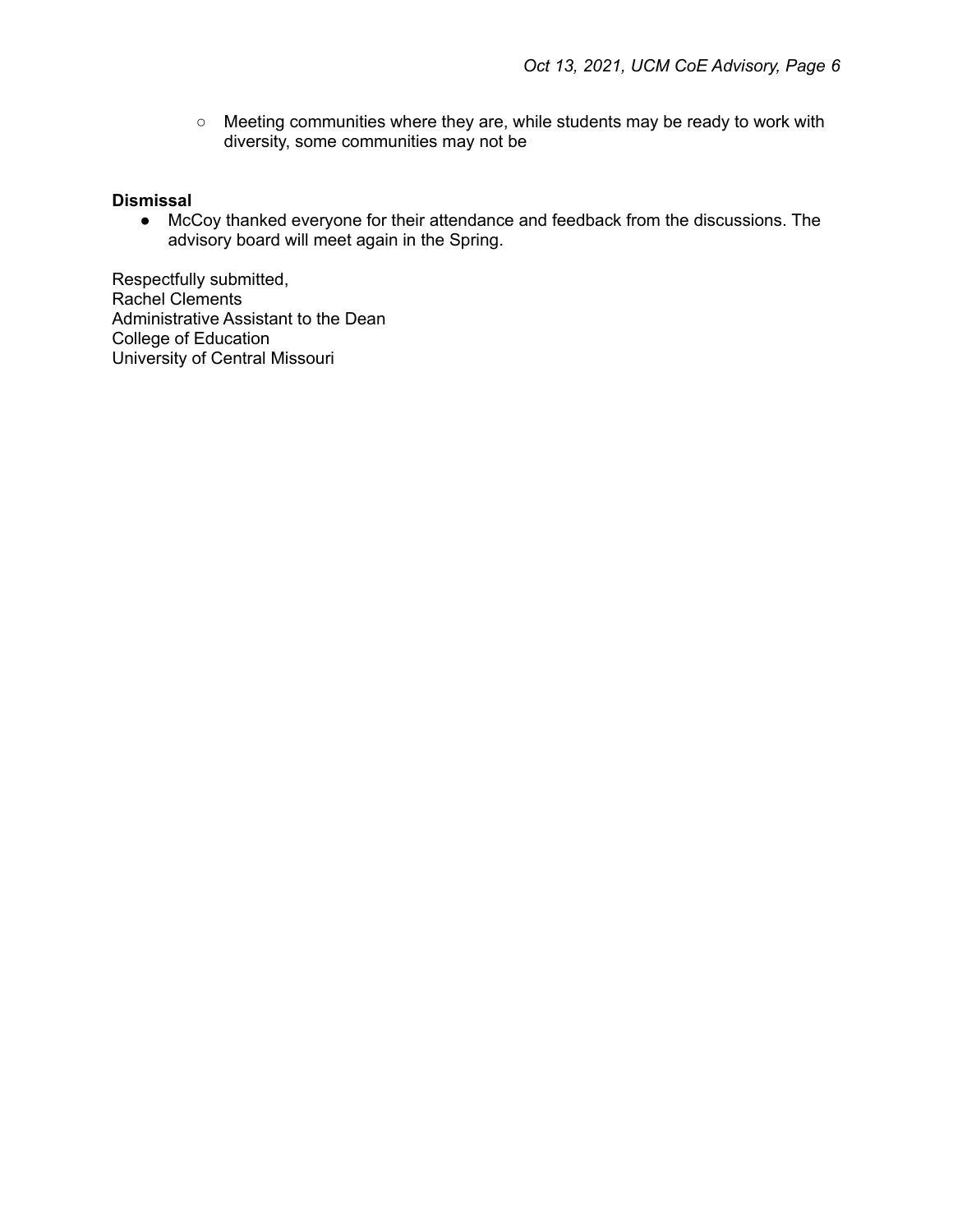- Meeting communities where they are, while students may be ready to work with diversity, some communities may not be

**Dismissal**

- McCoy thanked everyone for their attendance and feedback from the discussions. The advisory board will meet again in the Spring.

Respectfully submitted,
Rachel Clements
Administrative Assistant to the Dean
College of Education
University of Central Missouri